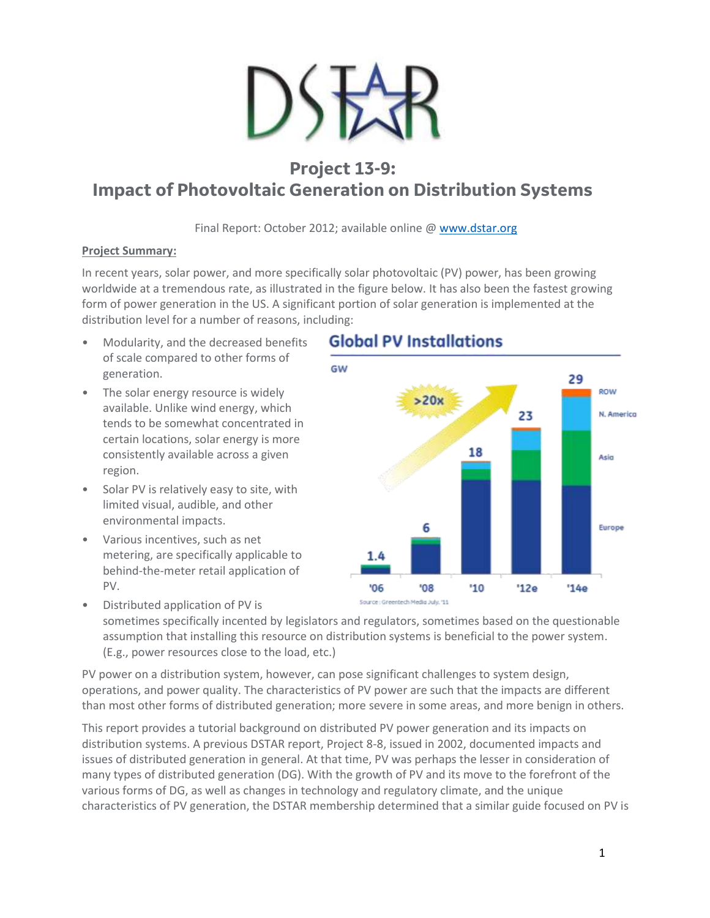# Project 13-9: Impact of Photovoltaic Generation on Distribution Systems

Final Report: October 2012; available online @ www.dstar.org

**Project Summary:**

In recent years, solar power, and more specifically solar photovoltaic (PV) power, has been growing worldwide at a tremendous rate, as illustrated in the figure below. It has also been the fastest growing form of power generation in the US. A significant portion of solar generation is implemented at the distribution level for a number of reasons, including:

- Modularity, and the decreased benefits of scale compared to other forms of generation.
- The solar energy resource is widely available. Unlike wind energy, which tends to be somewhat concentrated in certain locations, solar energy is more consistently available across a given region.
- Solar PV is relatively easy to site, with limited visual, audible, and other environmental impacts.
- Various incentives, such as net metering, are specifically applicable to behind-the-meter retail application of PV.
- Distributed application of PV is sometimes specifically incented by legislators and regulators, sometimes based on the questionable assumption that installing this resource on distribution systems is beneficial to the power system. (E.g., power resources close to the load, etc.)

**Global PV Installations**

Source: Greentech Media July '11

PV power on a distribution system, however, can pose significant challenges to system design, operations, and power quality. The characteristics of PV power are such that the impacts are different than most other forms of distributed generation; more severe in some areas, and more benign in others.

This report provides a tutorial background on distributed PV power generation and its impacts on distribution systems. A previous DSTAR report, Project 8-8, issued in 2002, documented impacts and issues of distributed generation in general. At that time, PV was perhaps the lesser in consideration of many types of distributed generation (DG). With the growth of PV and its move to the forefront of the various forms of DG, as well as changes in technology and regulatory climate, and the unique characteristics of PV generation, the DSTAR membership determined that a similar guide focused on PV is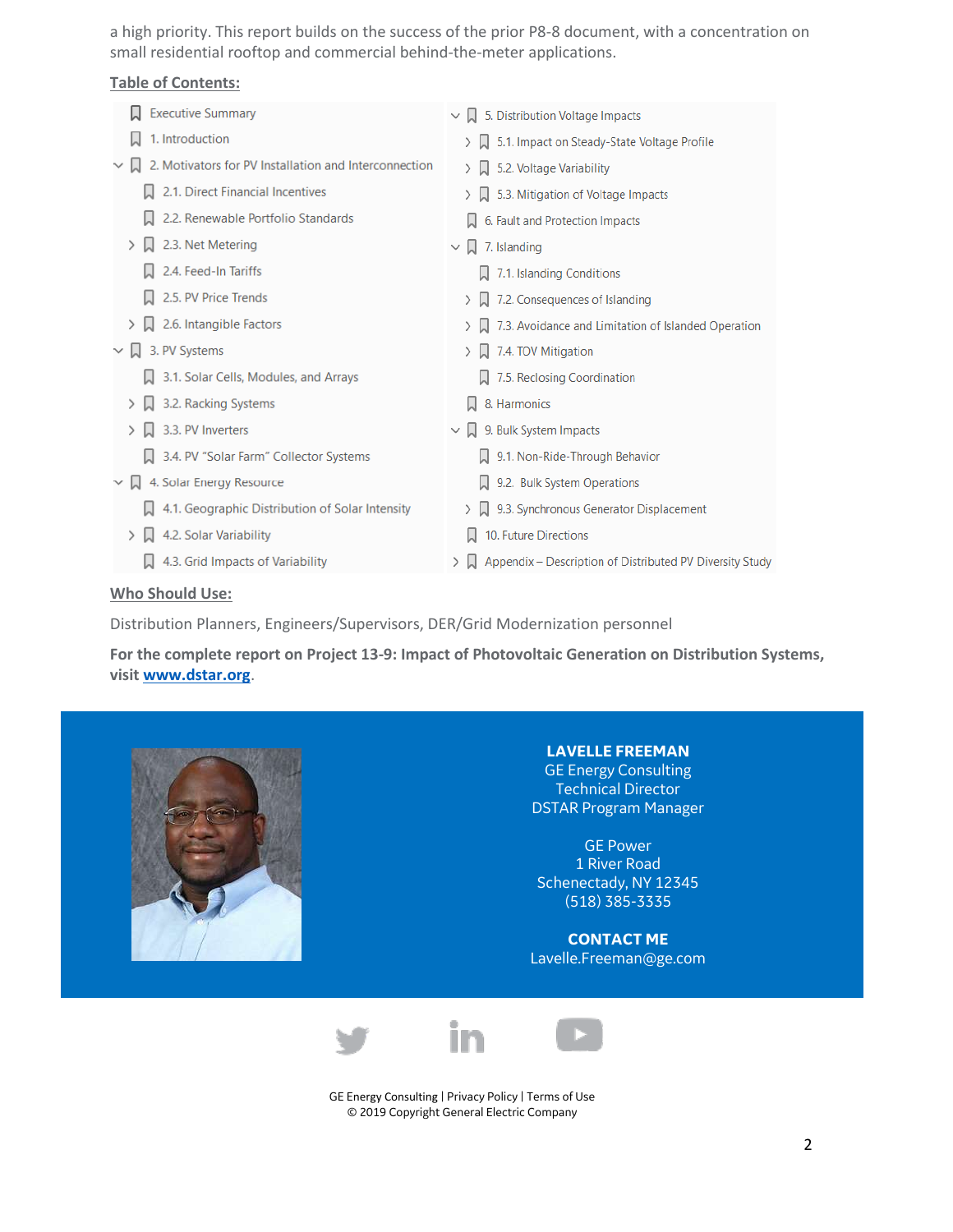a high priority. This report builds on the success of the prior P8-8 document, with a concentration on small residential rooftop and commercial behind-the-meter applications.

**Table of Contents:**

- Executive Summary
- 1. Introduction
- 2. Motivators for PV Installation and Interconnection
  - 2.1. Direct Financial Incentives
  - 2.2. Renewable Portfolio Standards
  - 2.3. Net Metering
  - 2.4. Feed-In Tariffs
  - 2.5. PV Price Trends
  - 2.6. Intangible Factors
- 3. PV Systems
  - 3.1. Solar Cells, Modules, and Arrays
  - 3.2. Racking Systems
  - 3.3. PV Inverters
  - 3.4. PV "Solar Farm" Collector Systems
- 4. Solar Energy Resource
  - 4.1. Geographic Distribution of Solar Intensity
  - 4.2. Solar Variability
  - 4.3. Grid Impacts of Variability
- 5. Distribution Voltage Impacts
  - 5.1. Impact on Steady-State Voltage Profile
  - 5.2. Voltage Variability
  - 5.3. Mitigation of Voltage Impacts
- 6. Fault and Protection Impacts
- 7. Islanding
  - 7.1. Islanding Conditions
  - 7.2. Consequences of Islanding
  - 7.3. Avoidance and Limitation of Islanded Operation
  - 7.4. TOV Mitigation
  - 7.5. Reclosing Coordination
- 8. Harmonics
- 9. Bulk System Impacts
  - 9.1. Non-Ride-Through Behavior
  - 9.2. Bulk System Operations
  - 9.3. Synchronous Generator Displacement
- 10. Future Directions
- Appendix – Description of Distributed PV Diversity Study

**Who Should Use:**

Distribution Planners, Engineers/Supervisors, DER/Grid Modernization personnel

**For the complete report on Project 13-9: Impact of Photovoltaic Generation on Distribution Systems, visit [www.dstar.org](http://www.dstar.org).**

**LAVELLE FREEMAN**
GE Energy Consulting
Technical Director
DSTAR Program Manager

GE Power
1 River Road
Schenectady, NY 12345
(518) 385-3335

**CONTACT ME**
Lavelle.Freeman@ge.com

GE Energy Consulting | Privacy Policy | Terms of Use
© 2019 Copyright General Electric Company